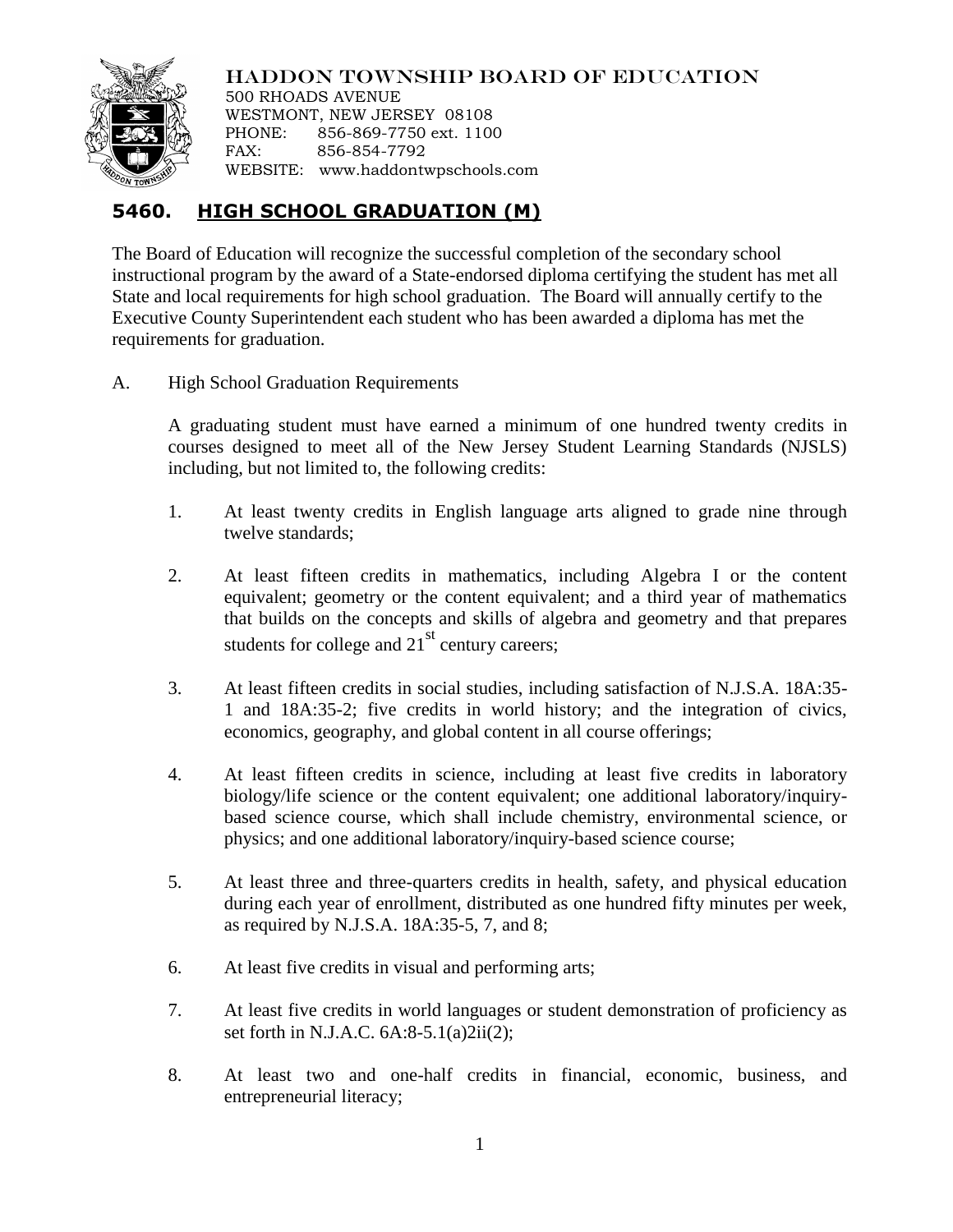HADDON TOWNSHIP BOARD OF EDUCATION

500 RHOADS AVENUE
WESTMONT, NEW JERSEY 08108
PHONE: 856-869-7750 ext. 1100
FAX: 856-854-7792
WEBSITE: www.haddontwpschools.com

# 5460. HIGH SCHOOL GRADUATION (M)

The Board of Education will recognize the successful completion of the secondary school instructional program by the award of a State-endorsed diploma certifying the student has met all State and local requirements for high school graduation. The Board will annually certify to the Executive County Superintendent each student who has been awarded a diploma has met the requirements for graduation.

A. High School Graduation Requirements

A graduating student must have earned a minimum of one hundred twenty credits in courses designed to meet all of the New Jersey Student Learning Standards (NJSLS) including, but not limited to, the following credits:

1. At least twenty credits in English language arts aligned to grade nine through twelve standards;
2. At least fifteen credits in mathematics, including Algebra I or the content equivalent; geometry or the content equivalent; and a third year of mathematics that builds on the concepts and skills of algebra and geometry and that prepares students for college and 21st century careers;
3. At least fifteen credits in social studies, including satisfaction of N.J.S.A. 18A:35-1 and 18A:35-2; five credits in world history; and the integration of civics, economics, geography, and global content in all course offerings;
4. At least fifteen credits in science, including at least five credits in laboratory biology/life science or the content equivalent; one additional laboratory/inquiry-based science course, which shall include chemistry, environmental science, or physics; and one additional laboratory/inquiry-based science course;
5. At least three and three-quarters credits in health, safety, and physical education during each year of enrollment, distributed as one hundred fifty minutes per week, as required by N.J.S.A. 18A:35-5, 7, and 8;
6. At least five credits in visual and performing arts;
7. At least five credits in world languages or student demonstration of proficiency as set forth in N.J.A.C. 6A:8-5.1(a)2ii(2);
8. At least two and one-half credits in financial, economic, business, and entrepreneurial literacy;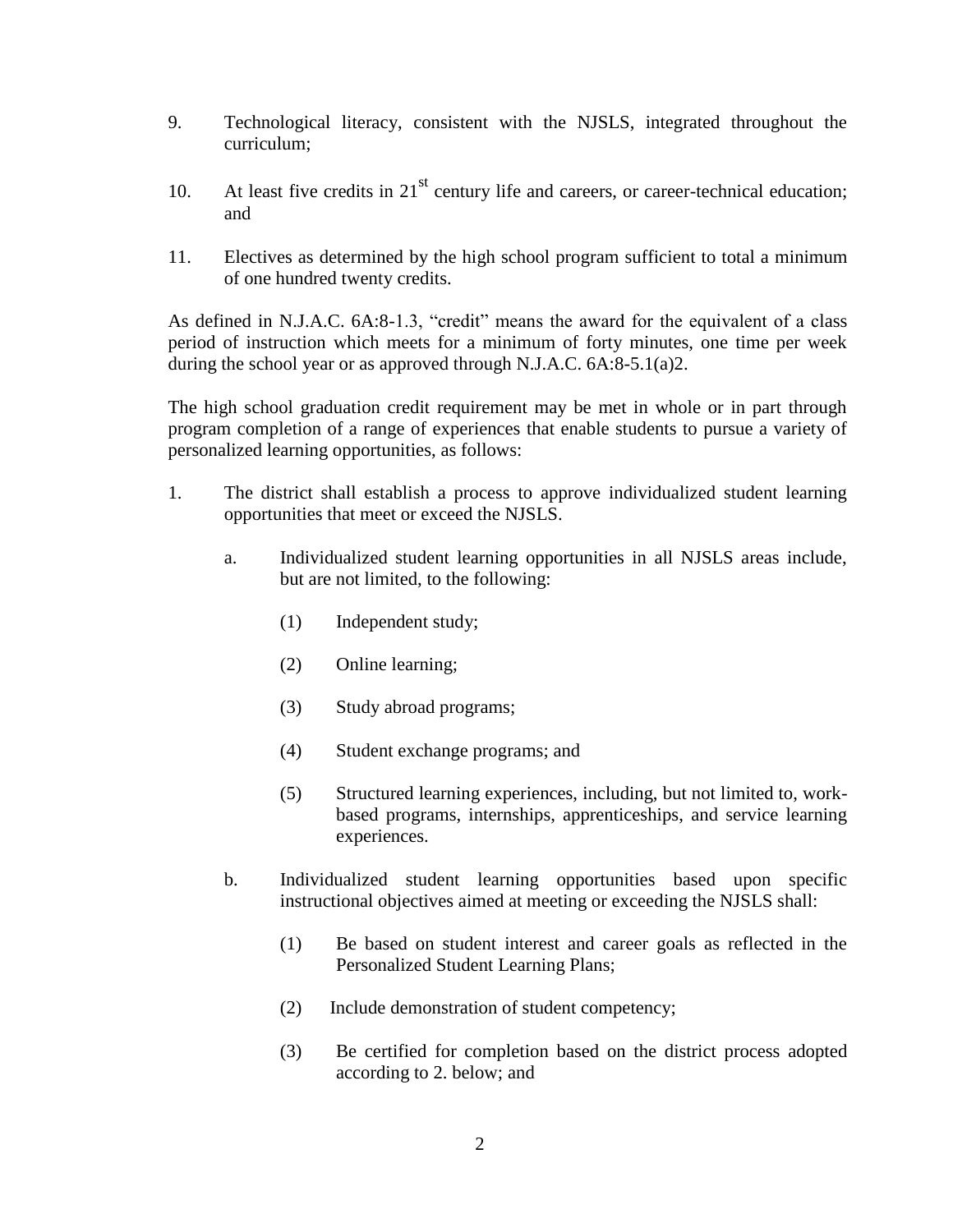9. Technological literacy, consistent with the NJSLS, integrated throughout the curriculum;

10. At least five credits in 21st century life and careers, or career-technical education; and

11. Electives as determined by the high school program sufficient to total a minimum of one hundred twenty credits.

As defined in N.J.A.C. 6A:8-1.3, "credit" means the award for the equivalent of a class period of instruction which meets for a minimum of forty minutes, one time per week during the school year or as approved through N.J.A.C. 6A:8-5.1(a)2.

The high school graduation credit requirement may be met in whole or in part through program completion of a range of experiences that enable students to pursue a variety of personalized learning opportunities, as follows:

1. The district shall establish a process to approve individualized student learning opportunities that meet or exceed the NJSLS.

   a. Individualized student learning opportunities in all NJSLS areas include, but are not limited, to the following:

      (1) Independent study;

      (2) Online learning;

      (3) Study abroad programs;

      (4) Student exchange programs; and

      (5) Structured learning experiences, including, but not limited to, work-based programs, internships, apprenticeships, and service learning experiences.

   b. Individualized student learning opportunities based upon specific instructional objectives aimed at meeting or exceeding the NJSLS shall:

      (1) Be based on student interest and career goals as reflected in the Personalized Student Learning Plans;

      (2) Include demonstration of student competency;

      (3) Be certified for completion based on the district process adopted according to 2. below; and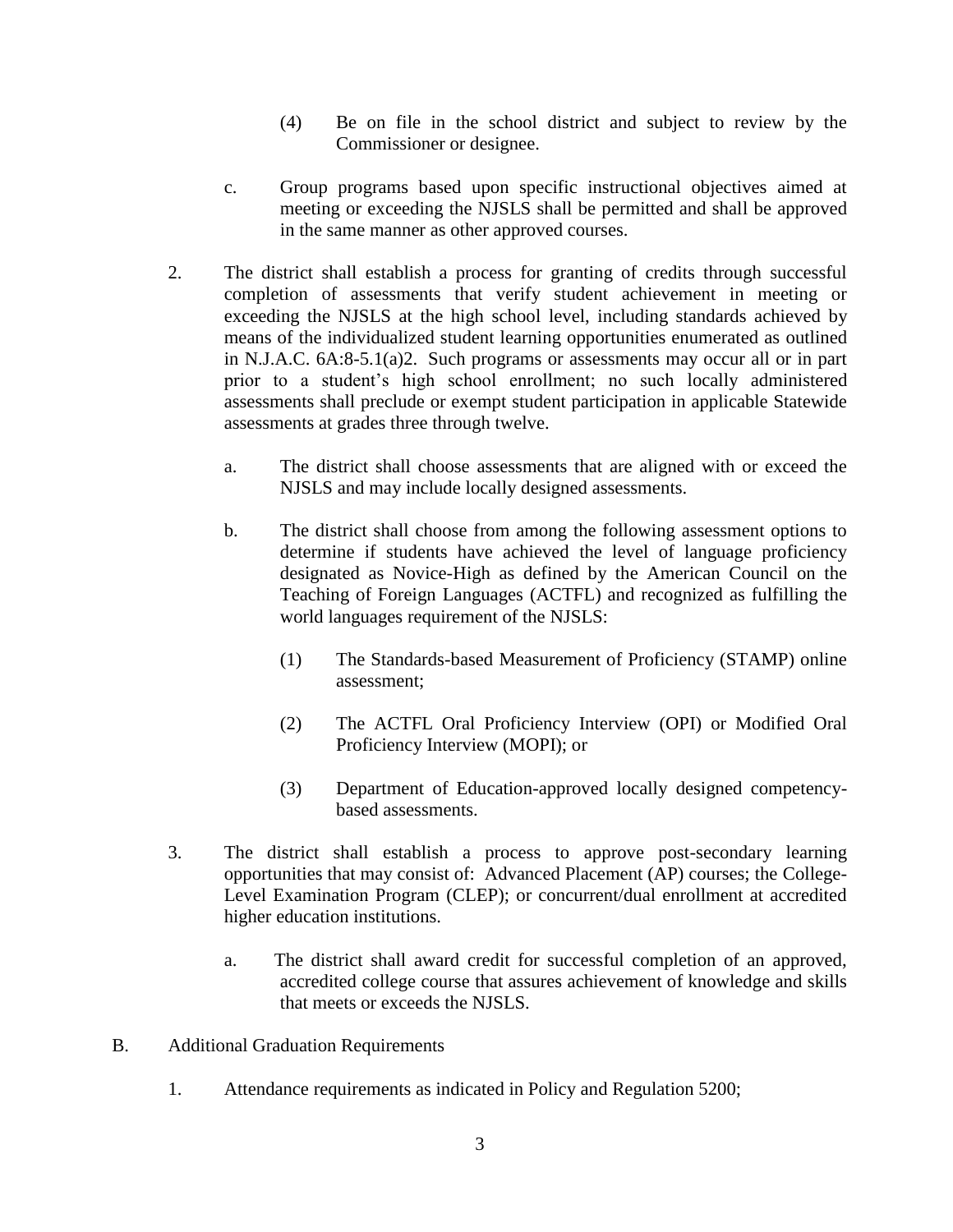(4) Be on file in the school district and subject to review by the Commissioner or designee.

c. Group programs based upon specific instructional objectives aimed at meeting or exceeding the NJSLS shall be permitted and shall be approved in the same manner as other approved courses.

2. The district shall establish a process for granting of credits through successful completion of assessments that verify student achievement in meeting or exceeding the NJSLS at the high school level, including standards achieved by means of the individualized student learning opportunities enumerated as outlined in N.J.A.C. 6A:8-5.1(a)2. Such programs or assessments may occur all or in part prior to a student's high school enrollment; no such locally administered assessments shall preclude or exempt student participation in applicable Statewide assessments at grades three through twelve.

   a. The district shall choose assessments that are aligned with or exceed the NJSLS and may include locally designed assessments.

   b. The district shall choose from among the following assessment options to determine if students have achieved the level of language proficiency designated as Novice-High as defined by the American Council on the Teaching of Foreign Languages (ACTFL) and recognized as fulfilling the world languages requirement of the NJSLS:

      (1) The Standards-based Measurement of Proficiency (STAMP) online assessment;

      (2) The ACTFL Oral Proficiency Interview (OPI) or Modified Oral Proficiency Interview (MOPI); or

      (3) Department of Education-approved locally designed competency-based assessments.

3. The district shall establish a process to approve post-secondary learning opportunities that may consist of: Advanced Placement (AP) courses; the College-Level Examination Program (CLEP); or concurrent/dual enrollment at accredited higher education institutions.

   a. The district shall award credit for successful completion of an approved, accredited college course that assures achievement of knowledge and skills that meets or exceeds the NJSLS.

B. Additional Graduation Requirements

1. Attendance requirements as indicated in Policy and Regulation 5200;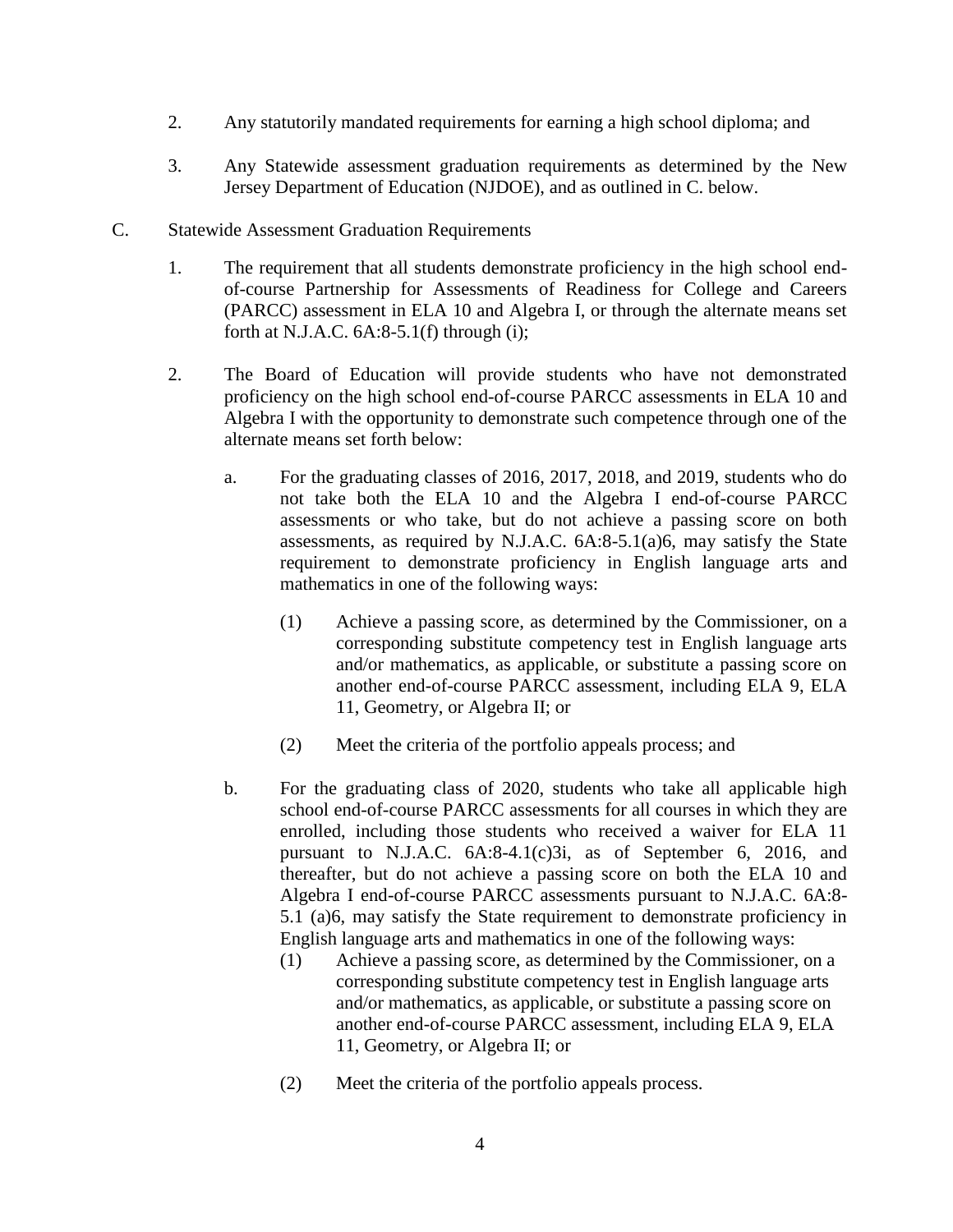2. Any statutorily mandated requirements for earning a high school diploma; and

3. Any Statewide assessment graduation requirements as determined by the New Jersey Department of Education (NJDOE), and as outlined in C. below.

C. Statewide Assessment Graduation Requirements

1. The requirement that all students demonstrate proficiency in the high school end-of-course Partnership for Assessments of Readiness for College and Careers (PARCC) assessment in ELA 10 and Algebra I, or through the alternate means set forth at N.J.A.C. 6A:8-5.1(f) through (i);

2. The Board of Education will provide students who have not demonstrated proficiency on the high school end-of-course PARCC assessments in ELA 10 and Algebra I with the opportunity to demonstrate such competence through one of the alternate means set forth below:

   a. For the graduating classes of 2016, 2017, 2018, and 2019, students who do not take both the ELA 10 and the Algebra I end-of-course PARCC assessments or who take, but do not achieve a passing score on both assessments, as required by N.J.A.C. 6A:8-5.1(a)6, may satisfy the State requirement to demonstrate proficiency in English language arts and mathematics in one of the following ways:

      (1) Achieve a passing score, as determined by the Commissioner, on a corresponding substitute competency test in English language arts and/or mathematics, as applicable, or substitute a passing score on another end-of-course PARCC assessment, including ELA 9, ELA 11, Geometry, or Algebra II; or

      (2) Meet the criteria of the portfolio appeals process; and

   b. For the graduating class of 2020, students who take all applicable high school end-of-course PARCC assessments for all courses in which they are enrolled, including those students who received a waiver for ELA 11 pursuant to N.J.A.C. 6A:8-4.1(c)3i, as of September 6, 2016, and thereafter, but do not achieve a passing score on both the ELA 10 and Algebra I end-of-course PARCC assessments pursuant to N.J.A.C. 6A:8-5.1 (a)6, may satisfy the State requirement to demonstrate proficiency in English language arts and mathematics in one of the following ways:

      (1) Achieve a passing score, as determined by the Commissioner, on a corresponding substitute competency test in English language arts and/or mathematics, as applicable, or substitute a passing score on another end-of-course PARCC assessment, including ELA 9, ELA 11, Geometry, or Algebra II; or

      (2) Meet the criteria of the portfolio appeals process.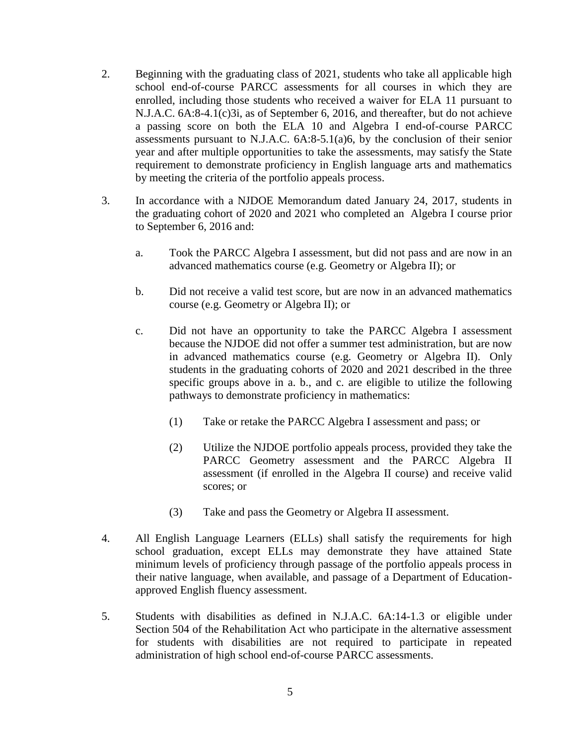2. Beginning with the graduating class of 2021, students who take all applicable high school end-of-course PARCC assessments for all courses in which they are enrolled, including those students who received a waiver for ELA 11 pursuant to N.J.A.C. 6A:8-4.1(c)3i, as of September 6, 2016, and thereafter, but do not achieve a passing score on both the ELA 10 and Algebra I end-of-course PARCC assessments pursuant to N.J.A.C. 6A:8-5.1(a)6, by the conclusion of their senior year and after multiple opportunities to take the assessments, may satisfy the State requirement to demonstrate proficiency in English language arts and mathematics by meeting the criteria of the portfolio appeals process.

3. In accordance with a NJDOE Memorandum dated January 24, 2017, students in the graduating cohort of 2020 and 2021 who completed an Algebra I course prior to September 6, 2016 and:

   a. Took the PARCC Algebra I assessment, but did not pass and are now in an advanced mathematics course (e.g. Geometry or Algebra II); or

   b. Did not receive a valid test score, but are now in an advanced mathematics course (e.g. Geometry or Algebra II); or

   c. Did not have an opportunity to take the PARCC Algebra I assessment because the NJDOE did not offer a summer test administration, but are now in advanced mathematics course (e.g. Geometry or Algebra II). Only students in the graduating cohorts of 2020 and 2021 described in the three specific groups above in a. b., and c. are eligible to utilize the following pathways to demonstrate proficiency in mathematics:

      (1) Take or retake the PARCC Algebra I assessment and pass; or

      (2) Utilize the NJDOE portfolio appeals process, provided they take the PARCC Geometry assessment and the PARCC Algebra II assessment (if enrolled in the Algebra II course) and receive valid scores; or

      (3) Take and pass the Geometry or Algebra II assessment.

4. All English Language Learners (ELLs) shall satisfy the requirements for high school graduation, except ELLs may demonstrate they have attained State minimum levels of proficiency through passage of the portfolio appeals process in their native language, when available, and passage of a Department of Education-approved English fluency assessment.

5. Students with disabilities as defined in N.J.A.C. 6A:14-1.3 or eligible under Section 504 of the Rehabilitation Act who participate in the alternative assessment for students with disabilities are not required to participate in repeated administration of high school end-of-course PARCC assessments.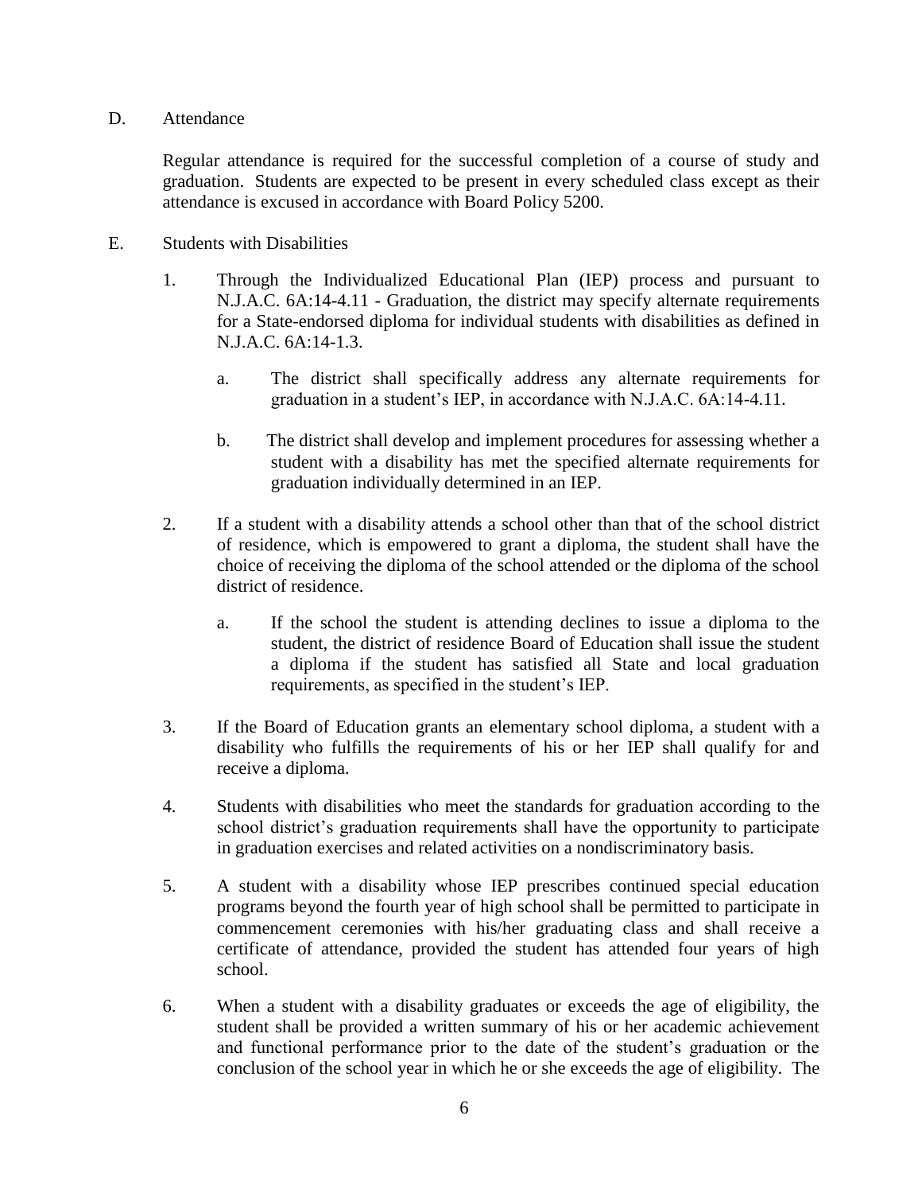D. Attendance

Regular attendance is required for the successful completion of a course of study and graduation. Students are expected to be present in every scheduled class except as their attendance is excused in accordance with Board Policy 5200.

E. Students with Disabilities

1. Through the Individualized Educational Plan (IEP) process and pursuant to N.J.A.C. 6A:14-4.11 - Graduation, the district may specify alternate requirements for a State-endorsed diploma for individual students with disabilities as defined in N.J.A.C. 6A:14-1.3.

   a. The district shall specifically address any alternate requirements for graduation in a student's IEP, in accordance with N.J.A.C. 6A:14-4.11.

   b. The district shall develop and implement procedures for assessing whether a student with a disability has met the specified alternate requirements for graduation individually determined in an IEP.

2. If a student with a disability attends a school other than that of the school district of residence, which is empowered to grant a diploma, the student shall have the choice of receiving the diploma of the school attended or the diploma of the school district of residence.

   a. If the school the student is attending declines to issue a diploma to the student, the district of residence Board of Education shall issue the student a diploma if the student has satisfied all State and local graduation requirements, as specified in the student's IEP.

3. If the Board of Education grants an elementary school diploma, a student with a disability who fulfills the requirements of his or her IEP shall qualify for and receive a diploma.

4. Students with disabilities who meet the standards for graduation according to the school district's graduation requirements shall have the opportunity to participate in graduation exercises and related activities on a nondiscriminatory basis.

5. A student with a disability whose IEP prescribes continued special education programs beyond the fourth year of high school shall be permitted to participate in commencement ceremonies with his/her graduating class and shall receive a certificate of attendance, provided the student has attended four years of high school.

6. When a student with a disability graduates or exceeds the age of eligibility, the student shall be provided a written summary of his or her academic achievement and functional performance prior to the date of the student's graduation or the conclusion of the school year in which he or she exceeds the age of eligibility. The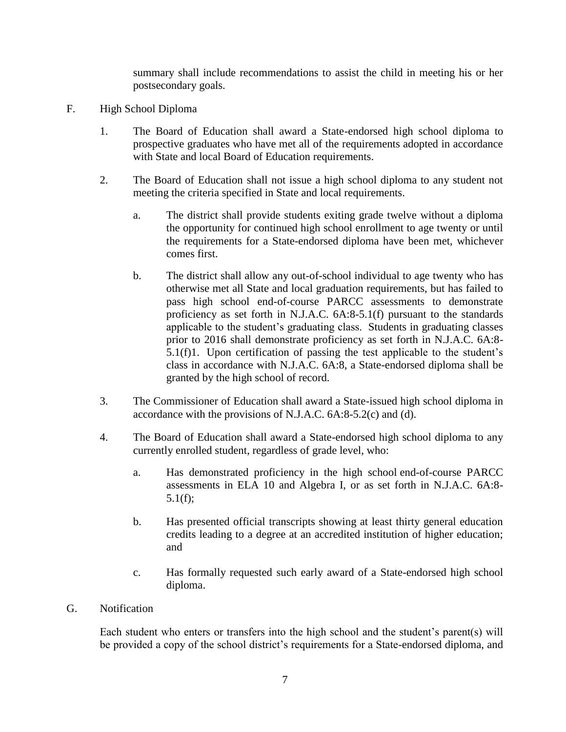summary shall include recommendations to assist the child in meeting his or her postsecondary goals.

F. High School Diploma

1. The Board of Education shall award a State-endorsed high school diploma to prospective graduates who have met all of the requirements adopted in accordance with State and local Board of Education requirements.

2. The Board of Education shall not issue a high school diploma to any student not meeting the criteria specified in State and local requirements.

   a. The district shall provide students exiting grade twelve without a diploma the opportunity for continued high school enrollment to age twenty or until the requirements for a State-endorsed diploma have been met, whichever comes first.

   b. The district shall allow any out-of-school individual to age twenty who has otherwise met all State and local graduation requirements, but has failed to pass high school end-of-course PARCC assessments to demonstrate proficiency as set forth in N.J.A.C. 6A:8-5.1(f) pursuant to the standards applicable to the student's graduating class. Students in graduating classes prior to 2016 shall demonstrate proficiency as set forth in N.J.A.C. 6A:8-5.1(f)1. Upon certification of passing the test applicable to the student's class in accordance with N.J.A.C. 6A:8, a State-endorsed diploma shall be granted by the high school of record.

3. The Commissioner of Education shall award a State-issued high school diploma in accordance with the provisions of N.J.A.C. 6A:8-5.2(c) and (d).

4. The Board of Education shall award a State-endorsed high school diploma to any currently enrolled student, regardless of grade level, who:

   a. Has demonstrated proficiency in the high school end-of-course PARCC assessments in ELA 10 and Algebra I, or as set forth in N.J.A.C. 6A:8-5.1(f);

   b. Has presented official transcripts showing at least thirty general education credits leading to a degree at an accredited institution of higher education; and

   c. Has formally requested such early award of a State-endorsed high school diploma.

G. Notification

Each student who enters or transfers into the high school and the student's parent(s) will be provided a copy of the school district's requirements for a State-endorsed diploma, and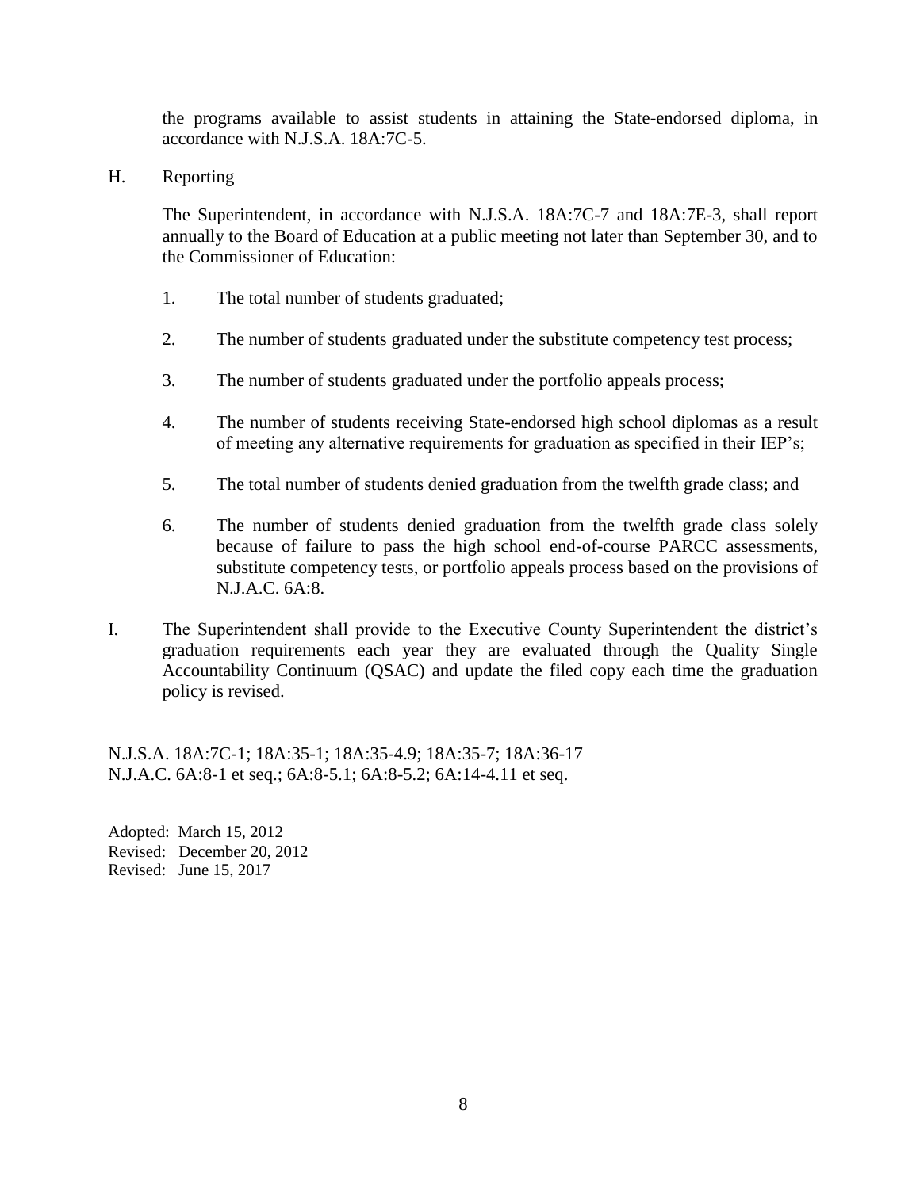the programs available to assist students in attaining the State-endorsed diploma, in accordance with N.J.S.A. 18A:7C-5.

H. Reporting

The Superintendent, in accordance with N.J.S.A. 18A:7C-7 and 18A:7E-3, shall report annually to the Board of Education at a public meeting not later than September 30, and to the Commissioner of Education:

1. The total number of students graduated;

2. The number of students graduated under the substitute competency test process;

3. The number of students graduated under the portfolio appeals process;

4. The number of students receiving State-endorsed high school diplomas as a result of meeting any alternative requirements for graduation as specified in their IEP's;

5. The total number of students denied graduation from the twelfth grade class; and

6. The number of students denied graduation from the twelfth grade class solely because of failure to pass the high school end-of-course PARCC assessments, substitute competency tests, or portfolio appeals process based on the provisions of N.J.A.C. 6A:8.

I. The Superintendent shall provide to the Executive County Superintendent the district's graduation requirements each year they are evaluated through the Quality Single Accountability Continuum (QSAC) and update the filed copy each time the graduation policy is revised.

N.J.S.A. 18A:7C-1; 18A:35-1; 18A:35-4.9; 18A:35-7; 18A:36-17
N.J.A.C. 6A:8-1 et seq.; 6A:8-5.1; 6A:8-5.2; 6A:14-4.11 et seq.

Adopted: March 15, 2012
Revised: December 20, 2012
Revised: June 15, 2017